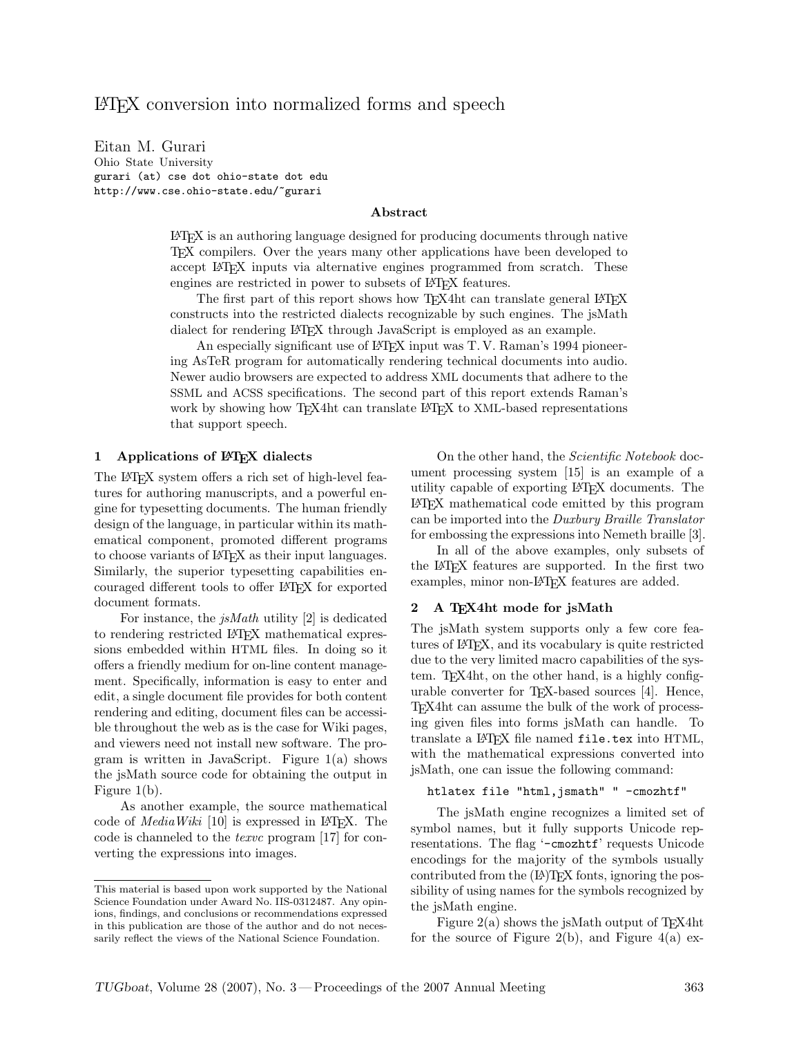# LaTeX conversion into normalized forms and speech

Eitan M. Gurari
Ohio State University
gurari (at) cse dot ohio-state dot edu
http://www.cse.ohio-state.edu/~gurari

### Abstract

LaTeX is an authoring language designed for producing documents through native TeX compilers. Over the years many other applications have been developed to accept LaTeX inputs via alternative engines programmed from scratch. These engines are restricted in power to subsets of LaTeX features.

The first part of this report shows how TeX4ht can translate general LaTeX constructs into the restricted dialects recognizable by such engines. The jsMath dialect for rendering LaTeX through JavaScript is employed as an example.

An especially significant use of LaTeX input was T. V. Raman's 1994 pioneering AsTeR program for automatically rendering technical documents into audio. Newer audio browsers are expected to address XML documents that adhere to the SSML and ACSS specifications. The second part of this report extends Raman's work by showing how TeX4ht can translate LaTeX to XML-based representations that support speech.

## 1 Applications of LaTeX dialects

The LaTeX system offers a rich set of high-level features for authoring manuscripts, and a powerful engine for typesetting documents. The human friendly design of the language, in particular within its mathematical component, promoted different programs to choose variants of LaTeX as their input languages. Similarly, the superior typesetting capabilities encouraged different tools to offer LaTeX for exported document formats.

For instance, the *jsMath* utility [2] is dedicated to rendering restricted LaTeX mathematical expressions embedded within HTML files. In doing so it offers a friendly medium for on-line content management. Specifically, information is easy to enter and edit, a single document file provides for both content rendering and editing, document files can be accessible throughout the web as is the case for Wiki pages, and viewers need not install new software. The program is written in JavaScript. Figure 1(a) shows the jsMath source code for obtaining the output in Figure 1(b).

As another example, the source mathematical code of *MediaWiki* [10] is expressed in LaTeX. The code is channeled to the *texvc* program [17] for converting the expressions into images.

On the other hand, the *Scientific Notebook* document processing system [15] is an example of a utility capable of exporting LaTeX documents. The LaTeX mathematical code emitted by this program can be imported into the *Duxbury Braille Translator* for embossing the expressions into Nemeth braille [3].

In all of the above examples, only subsets of the LaTeX features are supported. In the first two examples, minor non-LaTeX features are added.

## 2 A TeX4ht mode for jsMath

The jsMath system supports only a few core features of LaTeX, and its vocabulary is quite restricted due to the very limited macro capabilities of the system. TeX4ht, on the other hand, is a highly configurable converter for TeX-based sources [4]. Hence, TeX4ht can assume the bulk of the work of processing given files into forms jsMath can handle. To translate a LaTeX file named `file.tex` into HTML, with the mathematical expressions converted into jsMath, one can issue the following command:

```
htlatex file "html,jsmath" " -cmozhtf"
```

The jsMath engine recognizes a limited set of symbol names, but it fully supports Unicode representations. The flag '`-cmozhtf`' requests Unicode encodings for the majority of the symbols usually contributed from the (La)TeX fonts, ignoring the possibility of using names for the symbols recognized by the jsMath engine.

Figure 2(a) shows the jsMath output of TeX4ht for the source of Figure 2(b), and Figure 4(a) ex-

This material is based upon work supported by the National Science Foundation under Award No. IIS-0312487. Any opinions, findings, and conclusions or recommendations expressed in this publication are those of the author and do not necessarily reflect the views of the National Science Foundation.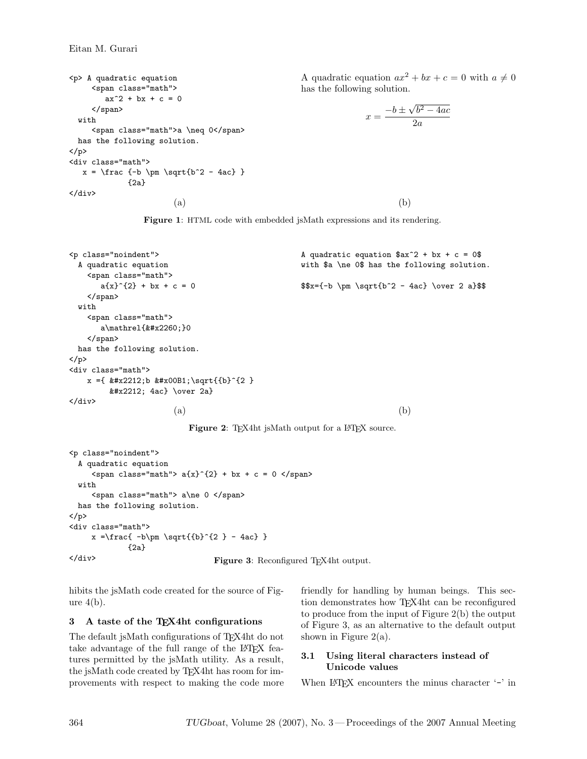```
<p> A quadratic equation
     <span class="math">
        ax^2 + bx + c = 0
     </span>
  with
     <span class="math">a \neq 0</span>
  has the following solution.
</p>
<div class="math">
   x = \frac {-b \pm \sqrt{b^2 - 4ac} }
            {2a}
</div>
```

(a)

A quadratic equation $ax^2 + bx + c = 0$ with $a \neq 0$ has the following solution.

$$x = \frac{-b \pm \sqrt{b^2 - 4ac}}{2a}$$

(b)

**Figure 1**: HTML code with embedded jsMath expressions and its rendering.

```
<p class="noindent">
  A quadratic equation
    <span class="math">
       a{x}^{2} + bx + c = 0
    </span>
  with
    <span class="math">
       a\mathrel{&#x2260;}0
    </span>
  has the following solution.
</p>
<div class="math">
    x ={ &#x2212;b &#x00B1;\sqrt{{b}^{2 }
         &#x2212; 4ac} \over 2a}
</div>
```

(a)

```
A quadratic equation $ax^2 + bx + c = 0$
with $a \ne 0$ has the following solution.

$$x={-b \pm \sqrt{b^2 - 4ac} \over 2 a}$$
```

(b)

**Figure 2**: TEX4ht jsMath output for a LATEX source.

```
<p class="noindent">
  A quadratic equation
     <span class="math"> a{x}^{2} + bx + c = 0 </span>
  with
     <span class="math"> a\ne 0 </span>
  has the following solution.
</p>
<div class="math">
     x =\frac{ -b\pm \sqrt{{b}^{2 } - 4ac} }
            {2a}
</div>
```

**Figure 3**: Reconfigured TEX4ht output.

hibits the jsMath code created for the source of Figure 4(b).

## 3 A taste of the TEX4ht configurations

The default jsMath configurations of TEX4ht do not take advantage of the full range of the LATEX features permitted by the jsMath utility. As a result, the jsMath code created by TEX4ht has room for improvements with respect to making the code more friendly for handling by human beings. This section demonstrates how TEX4ht can be reconfigured to produce from the input of Figure 2(b) the output of Figure 3, as an alternative to the default output shown in Figure 2(a).

### 3.1 Using literal characters instead of Unicode values

When LATEX encounters the minus character '-' in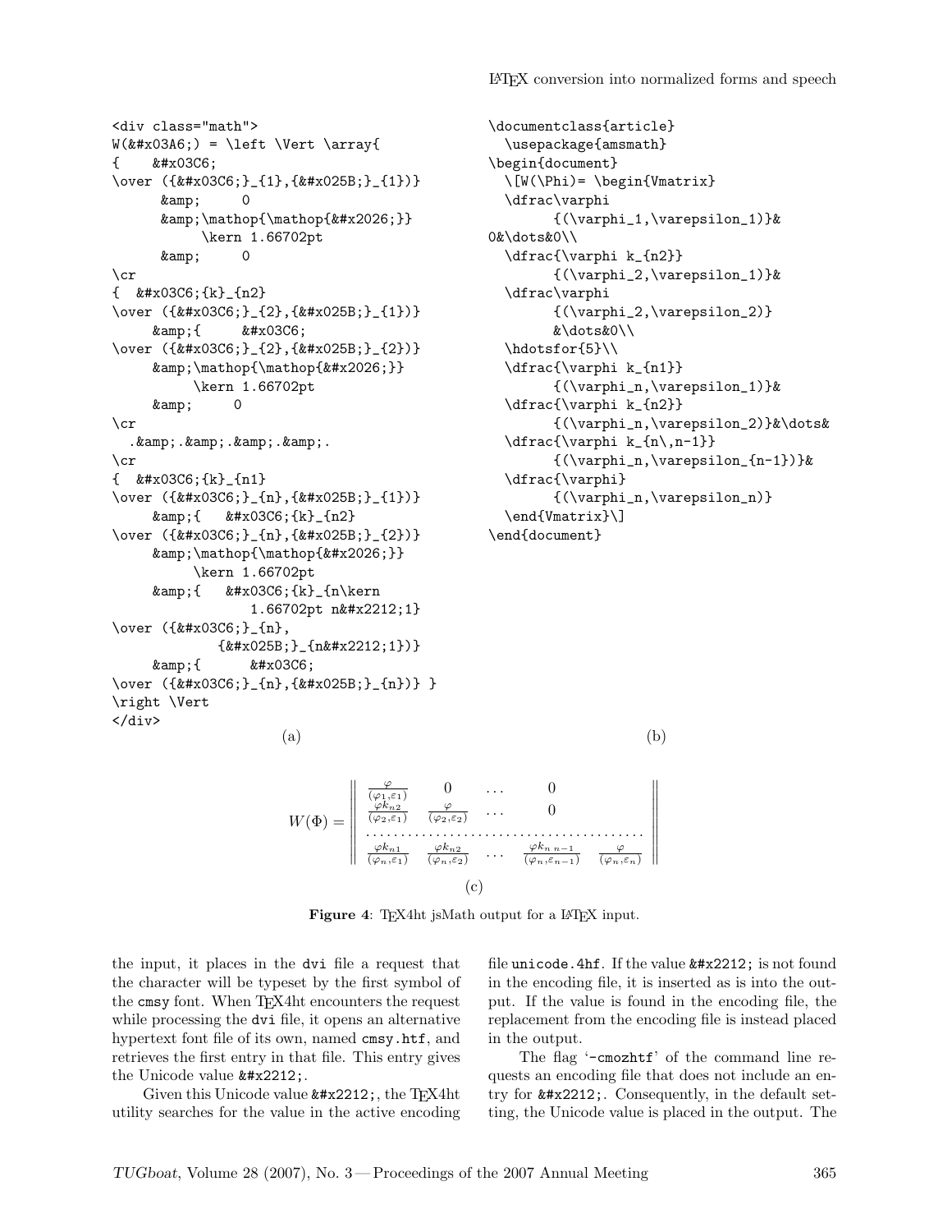```
<div class="math">
W(&#x03A6;) = \left \Vert \array{
{    &#x03C6;
\over ({&#x03C6;}_{1},{&#x025B;}_{1})}
      &amp;     0
      &amp;\mathop{\mathop{&#x2026;}}
           \kern 1.66702pt
      &amp;     0
\cr
{  &#x03C6;{k}_{n2}
\over ({&#x03C6;}_{2},{&#x025B;}_{1})}
     &amp;{     &#x03C6;
\over ({&#x03C6;}_{2},{&#x025B;}_{2})}
     &amp;\mathop{\mathop{&#x2026;}}
          \kern 1.66702pt
     &amp;     0
\cr
  .&amp;.&amp;.&amp;.&amp;.
\cr
{  &#x03C6;{k}_{n1}
\over ({&#x03C6;}_{n},{&#x025B;}_{1})}
     &amp;{   &#x03C6;{k}_{n2}
\over ({&#x03C6;}_{n},{&#x025B;}_{2})}
     &amp;\mathop{\mathop{&#x2026;}}
          \kern 1.66702pt
     &amp;{   &#x03C6;{k}_{n\kern
                1.66702pt n&#x2212;1}
\over ({&#x03C6;}_{n},
            {&#x025B;}_{n&#x2212;1})}
     &amp;{      &#x03C6;
\over ({&#x03C6;}_{n},{&#x025B;}_{n})} }
\right \Vert
</div>
```

(a)

```
\documentclass{article}
  \usepackage{amsmath}
\begin{document}
  \[W(\Phi)= \begin{Vmatrix}
  \dfrac\varphi
        {(\varphi_1,\varepsilon_1)}&
0&\dots&0\\
  \dfrac{\varphi k_{n2}}
        {(\varphi_2,\varepsilon_1)}&
  \dfrac\varphi
        {(\varphi_2,\varepsilon_2)}
        &\dots&0\\
  \hdotsfor{5}\\
  \dfrac{\varphi k_{n1}}
        {(\varphi_n,\varepsilon_1)}&
  \dfrac{\varphi k_{n2}}
        {(\varphi_n,\varepsilon_2)}&\dots&
  \dfrac{\varphi k_{n\,n-1}}
        {(\varphi_n,\varepsilon_{n-1})}&
  \dfrac{\varphi}
        {(\varphi_n,\varepsilon_n)}
  \end{Vmatrix}\]
\end{document}
```

(b)

$$W(\Phi) = \begin{Vmatrix} \frac{\varphi}{(\varphi_1,\varepsilon_1)} & 0 & \dots & 0 & \\ \frac{\varphi k_{n2}}{(\varphi_2,\varepsilon_1)} & \frac{\varphi}{(\varphi_2,\varepsilon_2)} & \dots & 0 & \\ \hdotsfor{5} \\ \frac{\varphi k_{n1}}{(\varphi_n,\varepsilon_1)} & \frac{\varphi k_{n2}}{(\varphi_n,\varepsilon_2)} & \dots & \frac{\varphi k_{n\,n-1}}{(\varphi_n,\varepsilon_{n-1})} & \frac{\varphi}{(\varphi_n,\varepsilon_n)} \end{Vmatrix}$$

(c)

**Figure 4**: TEX4ht jsMath output for a LATEX input.

the input, it places in the `dvi` file a request that the character will be typeset by the first symbol of the `cmsy` font. When TEX4ht encounters the request while processing the `dvi` file, it opens an alternative hypertext font file of its own, named `cmsy.htf`, and retrieves the first entry in that file. This entry gives the Unicode value `&#x2212;`.

Given this Unicode value `&#x2212;`, the TEX4ht utility searches for the value in the active encoding file `unicode.4hf`. If the value `&#x2212;` is not found in the encoding file, it is inserted as is into the output. If the value is found in the encoding file, the replacement from the encoding file is instead placed in the output.

The flag '`-cmozhtf`' of the command line requests an encoding file that does not include an entry for `&#x2212;`. Consequently, in the default setting, the Unicode value is placed in the output. The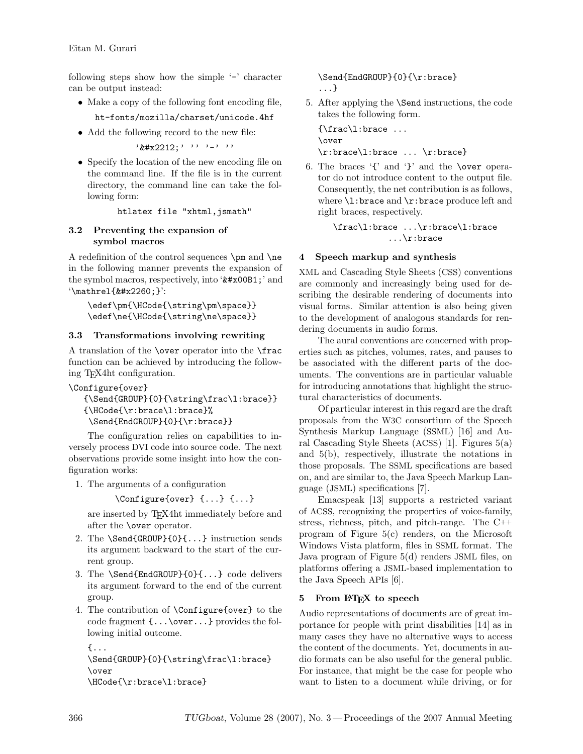following steps show how the simple '-' character can be output instead:

- Make a copy of the following font encoding file,

  `ht-fonts/mozilla/charset/unicode.4hf`

- Add the following record to the new file:

  ```
  '&#x2212;' '' '-' ''
  ```

- Specify the location of the new encoding file on the command line. If the file is in the current directory, the command line can take the following form:

  ```
  htlatex file "xhtml,jsmath"
  ```

### 3.2 Preventing the expansion of symbol macros

A redefinition of the control sequences `\pm` and `\ne` in the following manner prevents the expansion of the symbol macros, respectively, into '`&#x00B1;`' and '`\mathrel{&#x2260;}`':

```
\edef\pm{\HCode{\string\pm\space}}
\edef\ne{\HCode{\string\ne\space}}
```

### 3.3 Transformations involving rewriting

A translation of the `\over` operator into the `\frac` function can be achieved by introducing the following TEX4ht configuration.

```
\Configure{over}
   {\Send{GROUP}{0}{\string\frac\l:brace}}
   {\HCode{\r:brace\l:brace}%
    \Send{EndGROUP}{0}{\r:brace}}
```

The configuration relies on capabilities to inversely process DVI code into source code. The next observations provide some insight into how the configuration works:

1. The arguments of a configuration

   ```
   \Configure{over} {...} {...}
   ```

   are inserted by TEX4ht immediately before and after the `\over` operator.

2. The `\Send{GROUP}{0}{...}` instruction sends its argument backward to the start of the current group.

3. The `\Send{EndGROUP}{0}{...}` code delivers its argument forward to the end of the current group.

4. The contribution of `\Configure{over}` to the code fragment `{...\over...}` provides the following initial outcome.

   ```
   {...
   \Send{GROUP}{0}{\string\frac\l:brace}
   \over
   \HCode{\r:brace\l:brace}
   \Send{EndGROUP}{0}{\r:brace}
   ...}
   ```

5. After applying the `\Send` instructions, the code takes the following form.

   ```
   {\frac\l:brace ...
   \over
   \r:brace\l:brace ... \r:brace}
   ```

6. The braces '{' and '}' and the `\over` operator do not introduce content to the output file. Consequently, the net contribution is as follows, where `\l:brace` and `\r:brace` produce left and right braces, respectively.

   ```
   \frac\l:brace ...\r:brace\l:brace
          ...\r:brace
   ```

## 4 Speech markup and synthesis

XML and Cascading Style Sheets (CSS) conventions are commonly and increasingly being used for describing the desirable rendering of documents into visual forms. Similar attention is also being given to the development of analogous standards for rendering documents in audio forms.

The aural conventions are concerned with properties such as pitches, volumes, rates, and pauses to be associated with the different parts of the documents. The conventions are in particular valuable for introducing annotations that highlight the structural characteristics of documents.

Of particular interest in this regard are the draft proposals from the W3C consortium of the Speech Synthesis Markup Language (SSML) [16] and Aural Cascading Style Sheets (ACSS) [1]. Figures 5(a) and 5(b), respectively, illustrate the notations in those proposals. The SSML specifications are based on, and are similar to, the Java Speech Markup Language (JSML) specifications [7].

Emacspeak [13] supports a restricted variant of ACSS, recognizing the properties of voice-family, stress, richness, pitch, and pitch-range. The C++ program of Figure 5(c) renders, on the Microsoft Windows Vista platform, files in SSML format. The Java program of Figure 5(d) renders JSML files, on platforms offering a JSML-based implementation to the Java Speech APIs [6].

## 5 From LATEX to speech

Audio representations of documents are of great importance for people with print disabilities [14] as in many cases they have no alternative ways to access the content of the documents. Yet, documents in audio formats can be also useful for the general public. For instance, that might be the case for people who want to listen to a document while driving, or for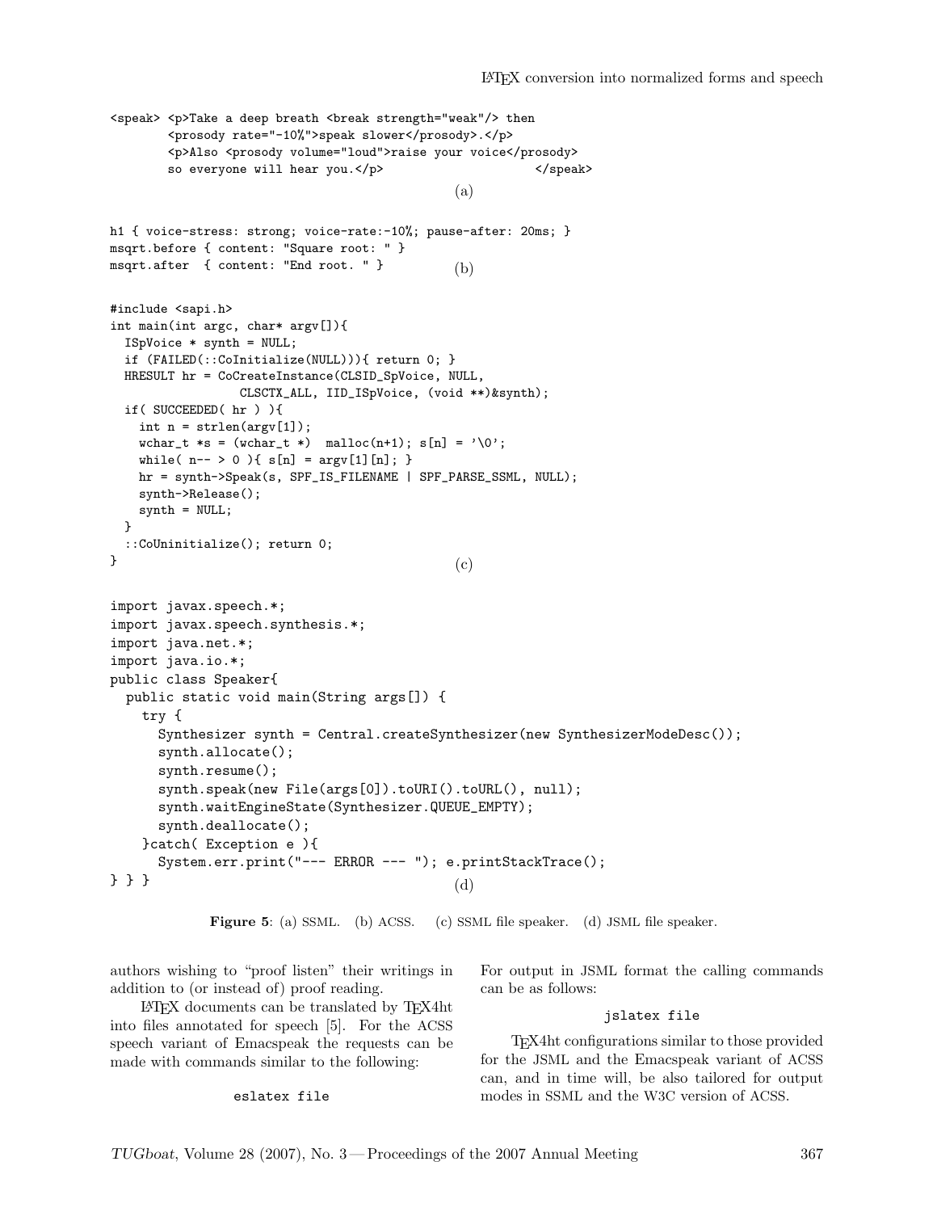```
<speak> <p>Take a deep breath <break strength="weak"/> then
        <prosody rate="-10%">speak slower</prosody>.</p>
        <p>Also <prosody volume="loud">raise your voice</prosody>
        so everyone will hear you.</p>                        </speak>
```

(a)

```
h1 { voice-stress: strong; voice-rate:-10%; pause-after: 20ms; }
msqrt.before { content: "Square root: " }
msqrt.after  { content: "End root. " }
```

(b)

```
#include <sapi.h>
int main(int argc, char* argv[]){
  ISpVoice * synth = NULL;
  if (FAILED(::CoInitialize(NULL))){ return 0; }
  HRESULT hr = CoCreateInstance(CLSID_SpVoice, NULL,
                 CLSCTX_ALL, IID_ISpVoice, (void **)&synth);
  if( SUCCEEDED( hr ) ){
    int n = strlen(argv[1]);
    wchar_t *s = (wchar_t *)  malloc(n+1); s[n] = '\0';
    while( n-- > 0 ){ s[n] = argv[1][n]; }
    hr = synth->Speak(s, SPF_IS_FILENAME | SPF_PARSE_SSML, NULL);
    synth->Release();
    synth = NULL;
  }
  ::CoUninitialize(); return 0;
}
```

(c)

```
import javax.speech.*;
import javax.speech.synthesis.*;
import java.net.*;
import java.io.*;
public class Speaker{
  public static void main(String args[]) {
    try {
      Synthesizer synth = Central.createSynthesizer(new SynthesizerModeDesc());
      synth.allocate();
      synth.resume();
      synth.speak(new File(args[0]).toURI().toURL(), null);
      synth.waitEngineState(Synthesizer.QUEUE_EMPTY);
      synth.deallocate();
    }catch( Exception e ){
      System.err.print("--- ERROR --- "); e.printStackTrace();
} } }
```

(d)

**Figure 5**: (a) SSML. (b) ACSS. (c) SSML file speaker. (d) JSML file speaker.

authors wishing to "proof listen" their writings in addition to (or instead of) proof reading.

LaTeX documents can be translated by TeX4ht into files annotated for speech [5]. For the ACSS speech variant of Emacspeak the requests can be made with commands similar to the following:

```
eslatex file
```

For output in JSML format the calling commands can be as follows:

```
jslatex file
```

TeX4ht configurations similar to those provided for the JSML and the Emacspeak variant of ACSS can, and in time will, be also tailored for output modes in SSML and the W3C version of ACSS.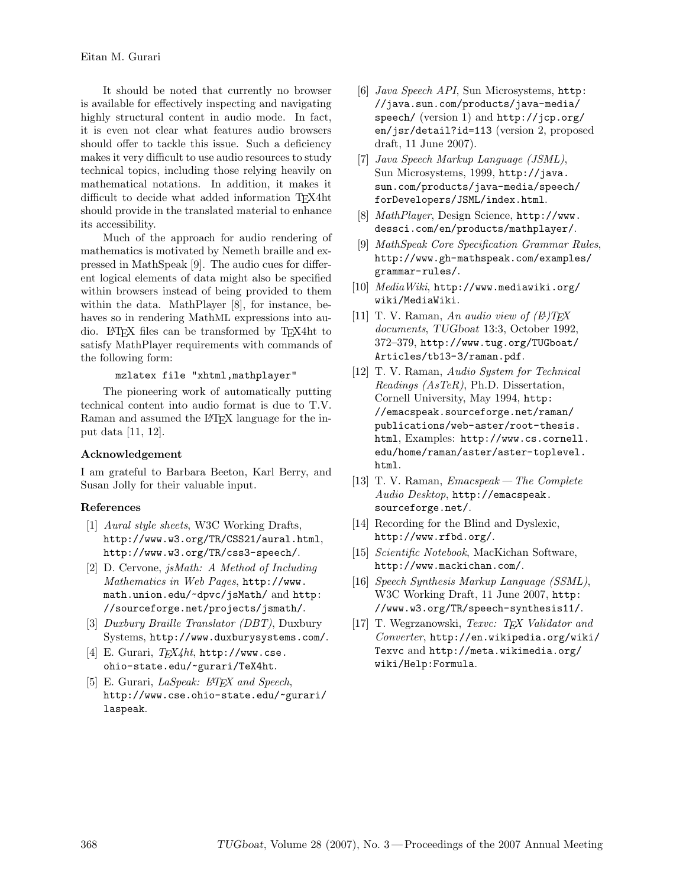It should be noted that currently no browser is available for effectively inspecting and navigating highly structural content in audio mode. In fact, it is even not clear what features audio browsers should offer to tackle this issue. Such a deficiency makes it very difficult to use audio resources to study technical topics, including those relying heavily on mathematical notations. In addition, it makes it difficult to decide what added information TeX4ht should provide in the translated material to enhance its accessibility.

Much of the approach for audio rendering of mathematics is motivated by Nemeth braille and expressed in MathSpeak [9]. The audio cues for different logical elements of data might also be specified within browsers instead of being provided to them within the data. MathPlayer [8], for instance, behaves so in rendering MathML expressions into audio. LaTeX files can be transformed by TeX4ht to satisfy MathPlayer requirements with commands of the following form:

```
mzlatex file "xhtml,mathplayer"
```

The pioneering work of automatically putting technical content into audio format is due to T.V. Raman and assumed the LaTeX language for the input data [11, 12].

### Acknowledgement

I am grateful to Barbara Beeton, Karl Berry, and Susan Jolly for their valuable input.

### References

[1] *Aural style sheets*, W3C Working Drafts, `http://www.w3.org/TR/CSS21/aural.html`, `http://www.w3.org/TR/css3-speech/`.

[2] D. Cervone, *jsMath: A Method of Including Mathematics in Web Pages*, `http://www.math.union.edu/~dpvc/jsMath/` and `http://sourceforge.net/projects/jsmath/`.

[3] *Duxbury Braille Translator (DBT)*, Duxbury Systems, `http://www.duxburysystems.com/`.

[4] E. Gurari, *TeX4ht*, `http://www.cse.ohio-state.edu/~gurari/TeX4ht`.

[5] E. Gurari, *LaSpeak: LaTeX and Speech*, `http://www.cse.ohio-state.edu/~gurari/laspeak`.

[6] *Java Speech API*, Sun Microsystems, `http://java.sun.com/products/java-media/speech/` (version 1) and `http://jcp.org/en/jsr/detail?id=113` (version 2, proposed draft, 11 June 2007).

[7] *Java Speech Markup Language (JSML)*, Sun Microsystems, 1999, `http://java.sun.com/products/java-media/speech/forDevelopers/JSML/index.html`.

[8] *MathPlayer*, Design Science, `http://www.dessci.com/en/products/mathplayer/`.

[9] *MathSpeak Core Specification Grammar Rules*, `http://www.gh-mathspeak.com/examples/grammar-rules/`.

[10] *MediaWiki*, `http://www.mediawiki.org/wiki/MediaWiki`.

[11] T. V. Raman, *An audio view of (La)TeX documents*, *TUGboat* 13:3, October 1992, 372–379, `http://www.tug.org/TUGboat/Articles/tb13-3/raman.pdf`.

[12] T. V. Raman, *Audio System for Technical Readings (AsTeR)*, Ph.D. Dissertation, Cornell University, May 1994, `http://emacspeak.sourceforge.net/raman/publications/web-aster/root-thesis.html`, Examples: `http://www.cs.cornell.edu/home/raman/aster/aster-toplevel.html`.

[13] T. V. Raman, *Emacspeak — The Complete Audio Desktop*, `http://emacspeak.sourceforge.net/`.

[14] Recording for the Blind and Dyslexic, `http://www.rfbd.org/`.

[15] *Scientific Notebook*, MacKichan Software, `http://www.mackichan.com/`.

[16] *Speech Synthesis Markup Language (SSML)*, W3C Working Draft, 11 June 2007, `http://www.w3.org/TR/speech-synthesis11/`.

[17] T. Wegrzanowski, *Texvc: TeX Validator and Converter*, `http://en.wikipedia.org/wiki/Texvc` and `http://meta.wikimedia.org/wiki/Help:Formula`.